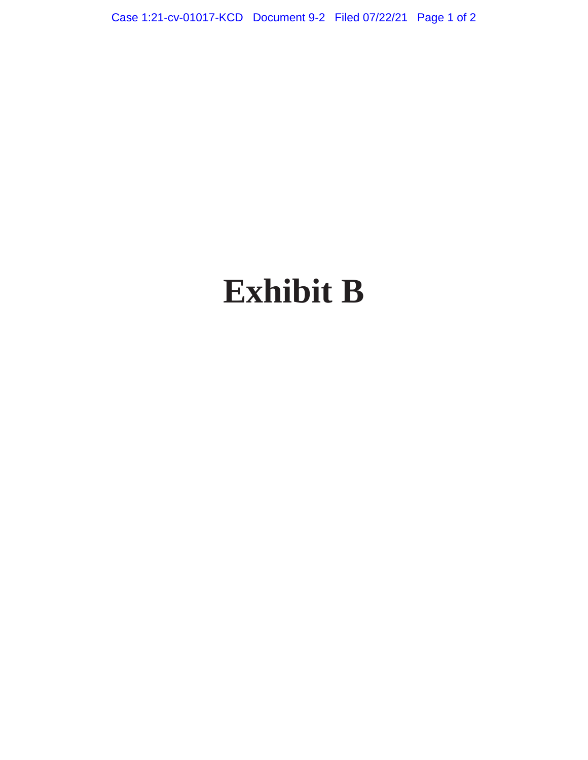# Exhibit B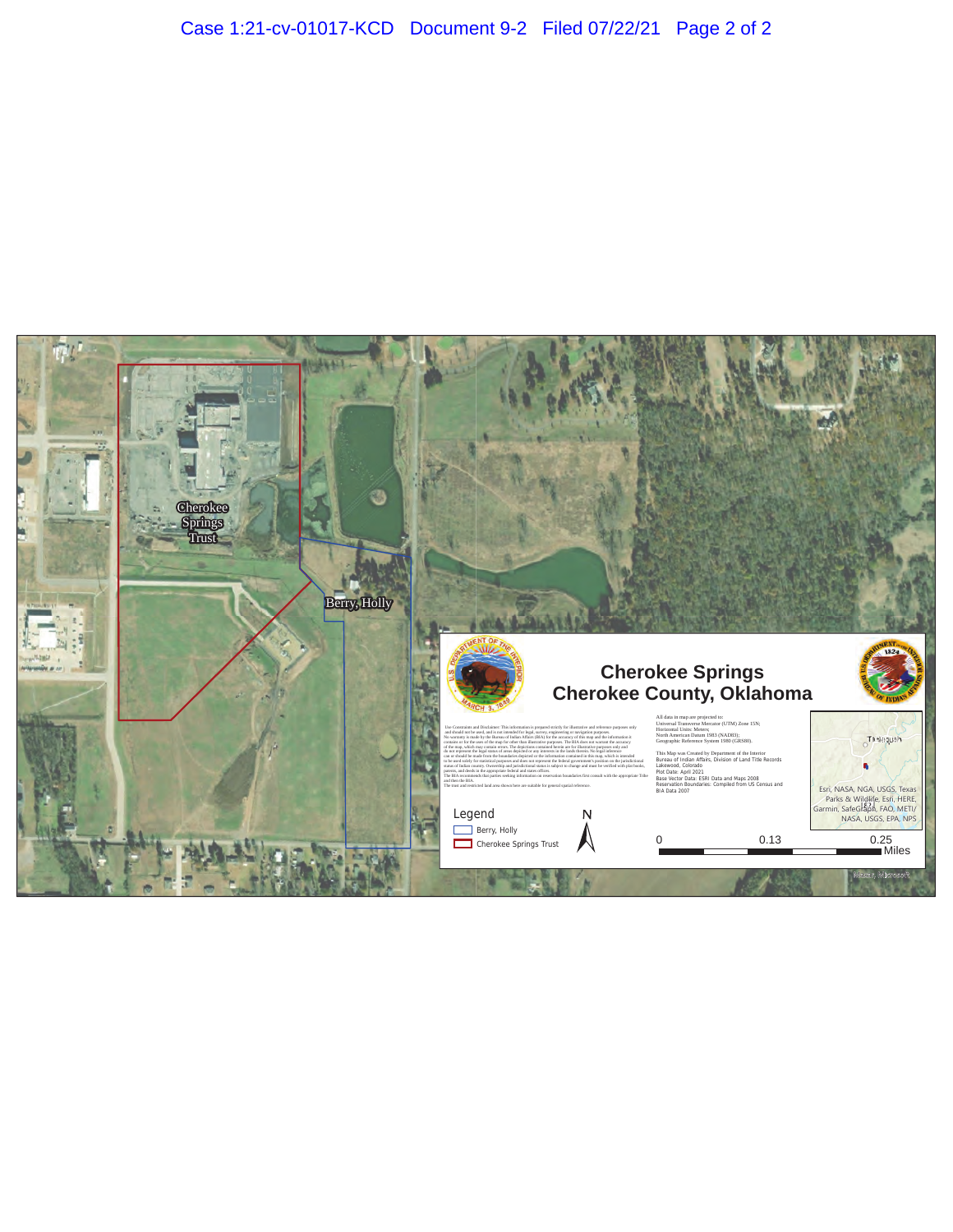Cherokee Springs Trust

Berry, Holly

# Cherokee Springs
# Cherokee County, Oklahoma

Use Constraints and Disclaimer: This information is prepared strictly for illustrative and reference purposes only and should not be used, and is not intended for legal, survey, engineering or navigation purposes. No warranty is made by the Bureau of Indian Affairs (BIA) for the accuracy of this map and the information it contains or for the uses of the map for other than illustrative purposes. The BIA does not warrant the accuracy of the map, which may contain errors. The depictions contained herein are for illustrative purposes only and do not represent the legal status of areas depicted or any interests in the lands therein. No legal inference can or should be made from the boundaries depicted or the information contained in this map, which is intended to be used solely for statistical purposes and does not represent the federal government's position on the jurisdictional status of Indian country. Ownership and jurisdictional status is subject to change and must be verified with plat books, patents, and deeds in the appropriate federal and states offices. The BIA recommends that parties seeking information on reservation boundaries first consult with the appropriate Tribe and then the BIA. The trust and restricted land area shown here are suitable for general spatial reference.

All data in map are projected to:
Universal Transverse Mercator (UTM) Zone 15N;
Horizontal Units: Meters;
North American Datum 1983 (NAD83);
Geographic Reference System 1980 (GRS80).

This Map was Created by Department of the Interior
Bureau of Indian Affairs, Division of Land Title Records
Lakewood, Colorado
Plot Date: April 2021
Base Vector Data: ESRI Data and Maps 2008
Reservation Boundaries: Compiled from US Census and BIA Data 2007

Tahlequah

Esri, NASA, NGA, USGS, Texas Parks & Wildlife, Esri, HERE, Garmin, SafeGraph, FAO, METI/ NASA, USGS, EPA, NPS

Legend
- Berry, Holly
- Cherokee Springs Trust

N

0 0.13 0.25 Miles

Maxar, Microsoft